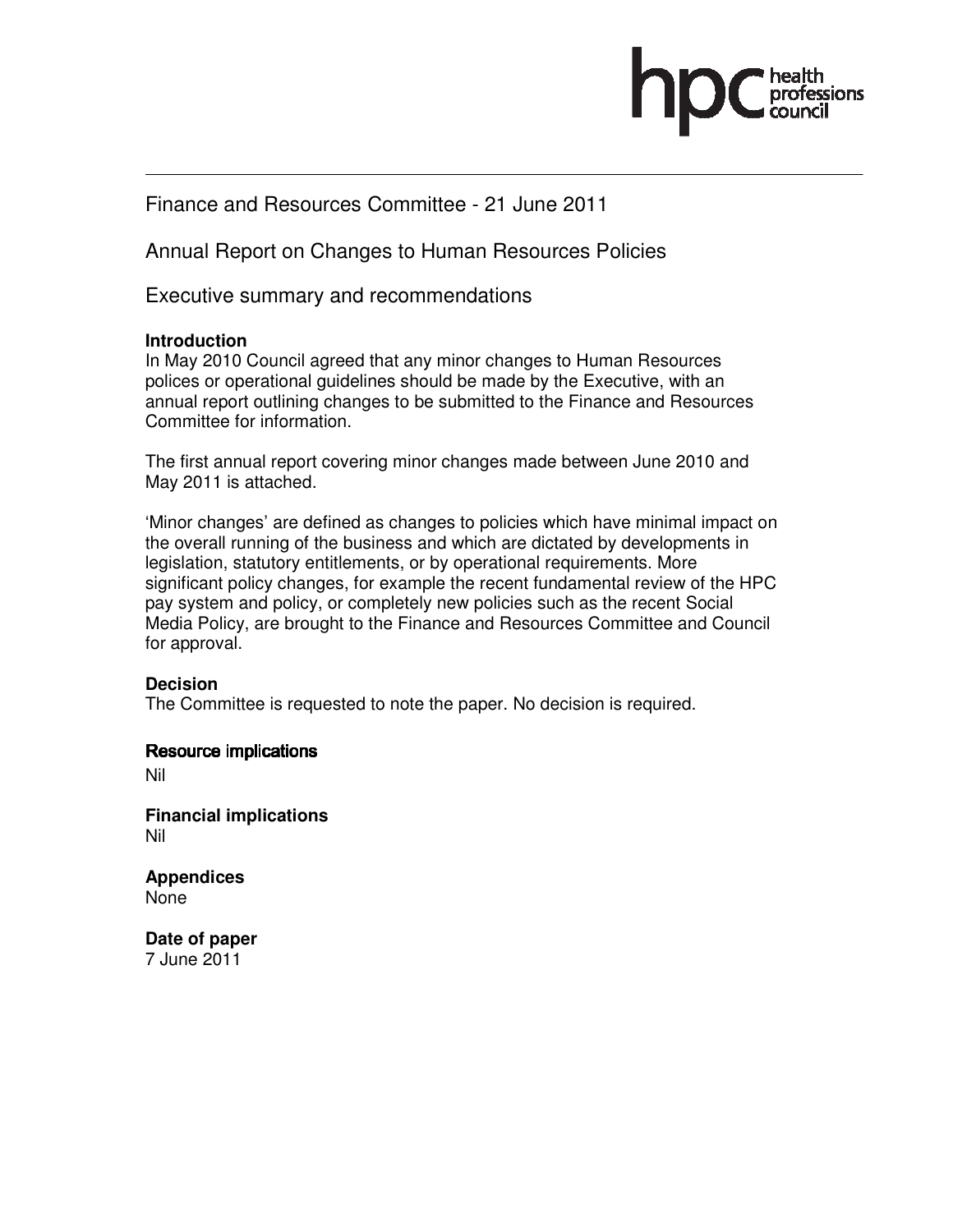Finance and Resources Committee - 21 June 2011

# Annual Report on Changes to Human Resources Policies

## Executive summary and recommendations

**Introduction**

In May 2010 Council agreed that any minor changes to Human Resources polices or operational guidelines should be made by the Executive, with an annual report outlining changes to be submitted to the Finance and Resources Committee for information.

The first annual report covering minor changes made between June 2010 and May 2011 is attached.

'Minor changes' are defined as changes to policies which have minimal impact on the overall running of the business and which are dictated by developments in legislation, statutory entitlements, or by operational requirements. More significant policy changes, for example the recent fundamental review of the HPC pay system and policy, or completely new policies such as the recent Social Media Policy, are brought to the Finance and Resources Committee and Council for approval.

**Decision**

The Committee is requested to note the paper. No decision is required.

**Resource implications**

Nil

**Financial implications**

Nil

**Appendices**

None

**Date of paper**

7 June 2011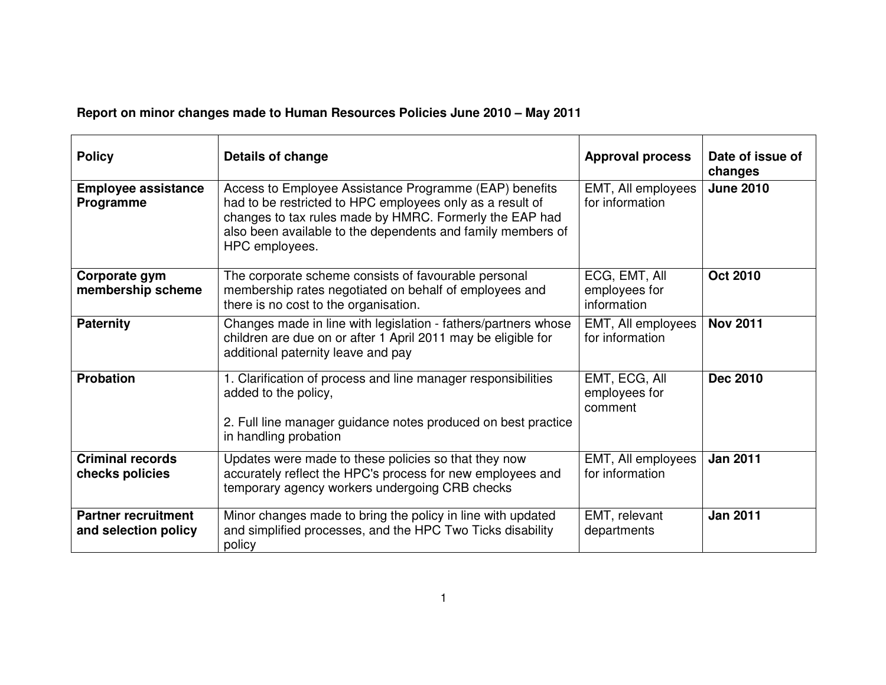**Report on minor changes made to Human Resources Policies June 2010 – May 2011**

| Policy | Details of change | Approval process | Date of issue of changes |
|---|---|---|---|
| **Employee assistance Programme** | Access to Employee Assistance Programme (EAP) benefits had to be restricted to HPC employees only as a result of changes to tax rules made by HMRC. Formerly the EAP had also been available to the dependents and family members of HPC employees. | EMT, All employees for information | **June 2010** |
| **Corporate gym membership scheme** | The corporate scheme consists of favourable personal membership rates negotiated on behalf of employees and there is no cost to the organisation. | ECG, EMT, All employees for information | **Oct 2010** |
| **Paternity** | Changes made in line with legislation - fathers/partners whose children are due on or after 1 April 2011 may be eligible for additional paternity leave and pay | EMT, All employees for information | **Nov 2011** |
| **Probation** | 1. Clarification of process and line manager responsibilities added to the policy,<br><br>2. Full line manager guidance notes produced on best practice in handling probation | EMT, ECG, All employees for comment | **Dec 2010** |
| **Criminal records checks policies** | Updates were made to these policies so that they now accurately reflect the HPC's process for new employees and temporary agency workers undergoing CRB checks | EMT, All employees for information | **Jan 2011** |
| **Partner recruitment and selection policy** | Minor changes made to bring the policy in line with updated and simplified processes, and the HPC Two Ticks disability policy | EMT, relevant departments | **Jan 2011** |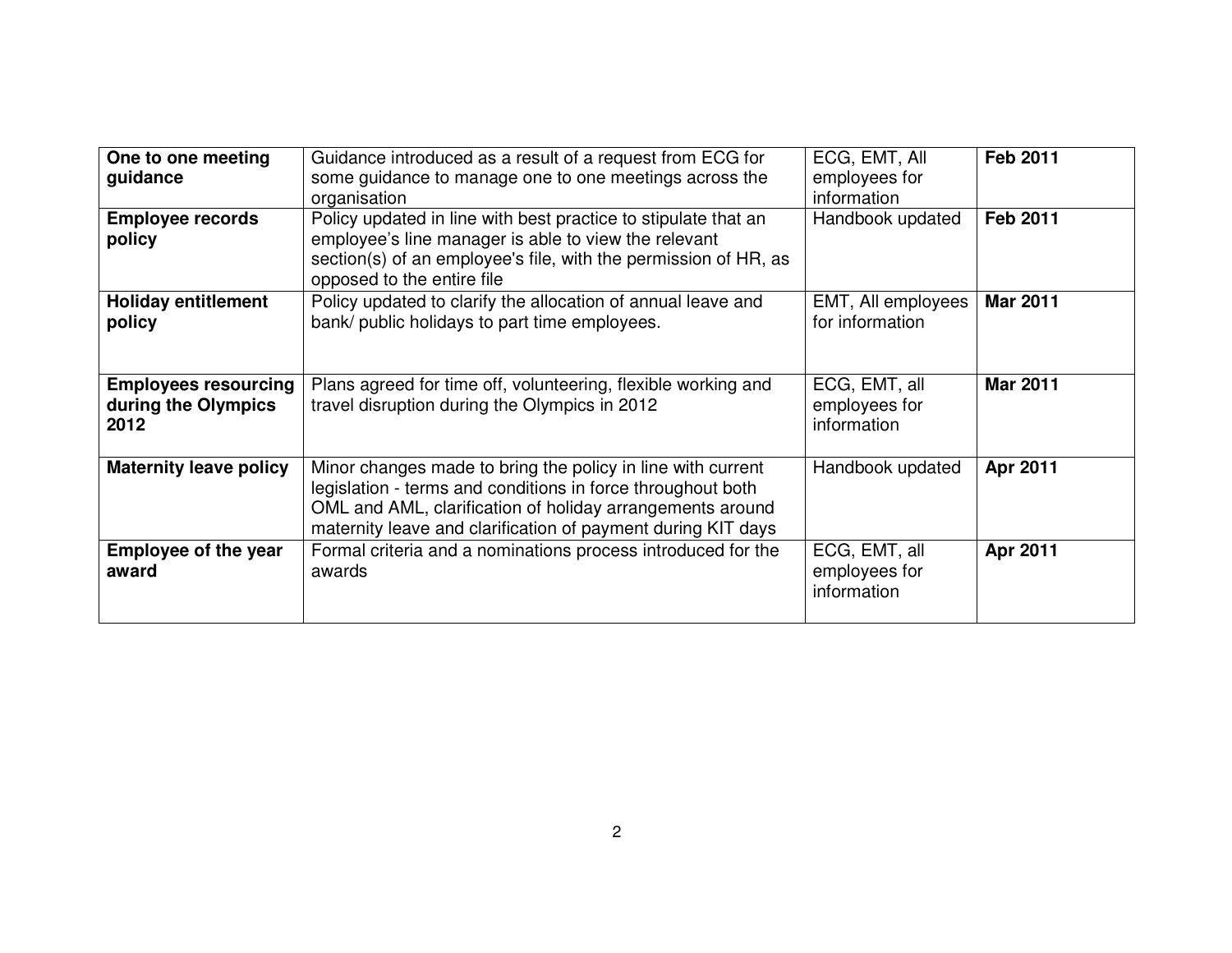| | | | |
|---|---|---|---|
| **One to one meeting guidance** | Guidance introduced as a result of a request from ECG for some guidance to manage one to one meetings across the organisation | ECG, EMT, All employees for information | **Feb 2011** |
| **Employee records policy** | Policy updated in line with best practice to stipulate that an employee's line manager is able to view the relevant section(s) of an employee's file, with the permission of HR, as opposed to the entire file | Handbook updated | **Feb 2011** |
| **Holiday entitlement policy** | Policy updated to clarify the allocation of annual leave and bank/ public holidays to part time employees. | EMT, All employees for information | **Mar 2011** |
| **Employees resourcing during the Olympics 2012** | Plans agreed for time off, volunteering, flexible working and travel disruption during the Olympics in 2012 | ECG, EMT, all employees for information | **Mar 2011** |
| **Maternity leave policy** | Minor changes made to bring the policy in line with current legislation - terms and conditions in force throughout both OML and AML, clarification of holiday arrangements around maternity leave and clarification of payment during KIT days | Handbook updated | **Apr 2011** |
| **Employee of the year award** | Formal criteria and a nominations process introduced for the awards | ECG, EMT, all employees for information | **Apr 2011** |